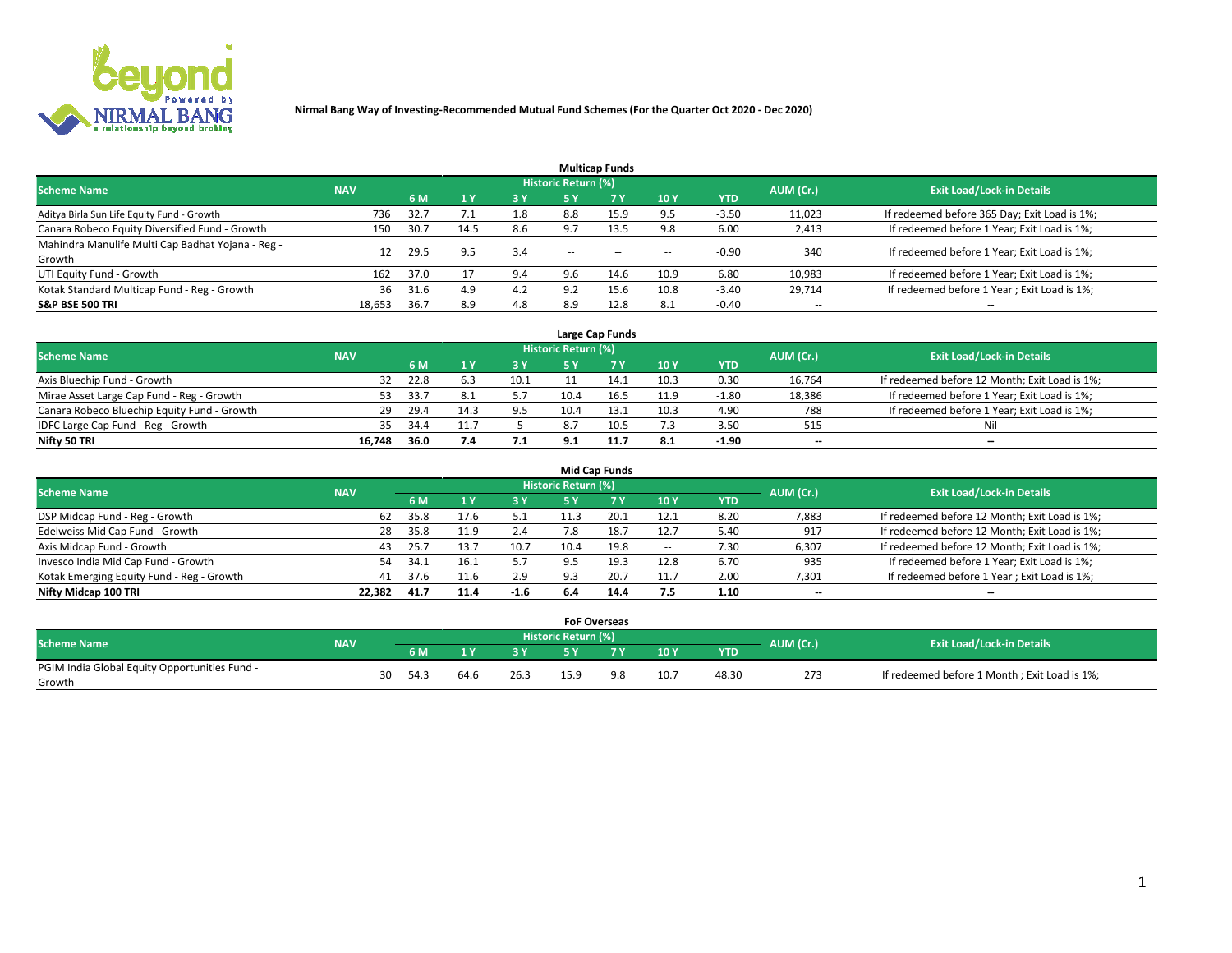**Nirmal Bang Way of Investing-Recommended Mutual Fund Schemes (For the Quarter Oct 2020 - Dec 2020)**

## Multicap Funds

| Scheme Name | NAV | Historic Return (%) | | | | | | | AUM (Cr.) | Exit Load/Lock-in Details |
|---|---|---|---|---|---|---|---|---|---|---|
| | | 6 M | 1 Y | 3 Y | 5 Y | 7 Y | 10 Y | YTD | | |
| Aditya Birla Sun Life Equity Fund - Growth | 736 | 32.7 | 7.1 | 1.8 | 8.8 | 15.9 | 9.5 | -3.50 | 11,023 | If redeemed before 365 Day; Exit Load is 1%; |
| Canara Robeco Equity Diversified Fund - Growth | 150 | 30.7 | 14.5 | 8.6 | 9.7 | 13.5 | 9.8 | 6.00 | 2,413 | If redeemed before 1 Year; Exit Load is 1%; |
| Mahindra Manulife Multi Cap Badhat Yojana - Reg - Growth | 12 | 29.5 | 9.5 | 3.4 | -- | -- | -- | -0.90 | 340 | If redeemed before 1 Year; Exit Load is 1%; |
| UTI Equity Fund - Growth | 162 | 37.0 | 17 | 9.4 | 9.6 | 14.6 | 10.9 | 6.80 | 10,983 | If redeemed before 1 Year; Exit Load is 1%; |
| Kotak Standard Multicap Fund - Reg - Growth | 36 | 31.6 | 4.9 | 4.2 | 9.2 | 15.6 | 10.8 | -3.40 | 29,714 | If redeemed before 1 Year ; Exit Load is 1%; |
| **S&P BSE 500 TRI** | **18,653** | **36.7** | **8.9** | **4.8** | **8.9** | **12.8** | **8.1** | **-0.40** | -- | -- |

## Large Cap Funds

| Scheme Name | NAV | Historic Return (%) | | | | | | | AUM (Cr.) | Exit Load/Lock-in Details |
|---|---|---|---|---|---|---|---|---|---|---|
| | | 6 M | 1 Y | 3 Y | 5 Y | 7 Y | 10 Y | YTD | | |
| Axis Bluechip Fund - Growth | 32 | 22.8 | 6.3 | 10.1 | 11 | 14.1 | 10.3 | 0.30 | 16,764 | If redeemed before 12 Month; Exit Load is 1%; |
| Mirae Asset Large Cap Fund - Reg - Growth | 53 | 33.7 | 8.1 | 5.7 | 10.4 | 16.5 | 11.9 | -1.80 | 18,386 | If redeemed before 1 Year; Exit Load is 1%; |
| Canara Robeco Bluechip Equity Fund - Growth | 29 | 29.4 | 14.3 | 9.5 | 10.4 | 13.1 | 10.3 | 4.90 | 788 | If redeemed before 1 Year; Exit Load is 1%; |
| IDFC Large Cap Fund - Reg - Growth | 35 | 34.4 | 11.7 | 5 | 8.7 | 10.5 | 7.3 | 3.50 | 515 | Nil |
| **Nifty 50 TRI** | **16,748** | **36.0** | **7.4** | **7.1** | **9.1** | **11.7** | **8.1** | **-1.90** | -- | -- |

## Mid Cap Funds

| Scheme Name | NAV | Historic Return (%) | | | | | | | AUM (Cr.) | Exit Load/Lock-in Details |
|---|---|---|---|---|---|---|---|---|---|---|
| | | 6 M | 1 Y | 3 Y | 5 Y | 7 Y | 10 Y | YTD | | |
| DSP Midcap Fund - Reg - Growth | 62 | 35.8 | 17.6 | 5.1 | 11.3 | 20.1 | 12.1 | 8.20 | 7,883 | If redeemed before 12 Month; Exit Load is 1%; |
| Edelweiss Mid Cap Fund - Growth | 28 | 35.8 | 11.9 | 2.4 | 7.8 | 18.7 | 12.7 | 5.40 | 917 | If redeemed before 12 Month; Exit Load is 1%; |
| Axis Midcap Fund - Growth | 43 | 25.7 | 13.7 | 10.7 | 10.4 | 19.8 | -- | 7.30 | 6,307 | If redeemed before 12 Month; Exit Load is 1%; |
| Invesco India Mid Cap Fund - Growth | 54 | 34.1 | 16.1 | 5.7 | 9.5 | 19.3 | 12.8 | 6.70 | 935 | If redeemed before 1 Year; Exit Load is 1%; |
| Kotak Emerging Equity Fund - Reg - Growth | 41 | 37.6 | 11.6 | 2.9 | 9.3 | 20.7 | 11.7 | 2.00 | 7,301 | If redeemed before 1 Year ; Exit Load is 1%; |
| **Nifty Midcap 100 TRI** | **22,382** | **41.7** | **11.4** | **-1.6** | **6.4** | **14.4** | **7.5** | **1.10** | -- | -- |

## FoF Overseas

| Scheme Name | NAV | Historic Return (%) | | | | | | | AUM (Cr.) | Exit Load/Lock-in Details |
|---|---|---|---|---|---|---|---|---|---|---|
| | | 6 M | 1 Y | 3 Y | 5 Y | 7 Y | 10 Y | YTD | | |
| PGIM India Global Equity Opportunities Fund - Growth | 30 | 54.3 | 64.6 | 26.3 | 15.9 | 9.8 | 10.7 | 48.30 | 273 | If redeemed before 1 Month ; Exit Load is 1%; |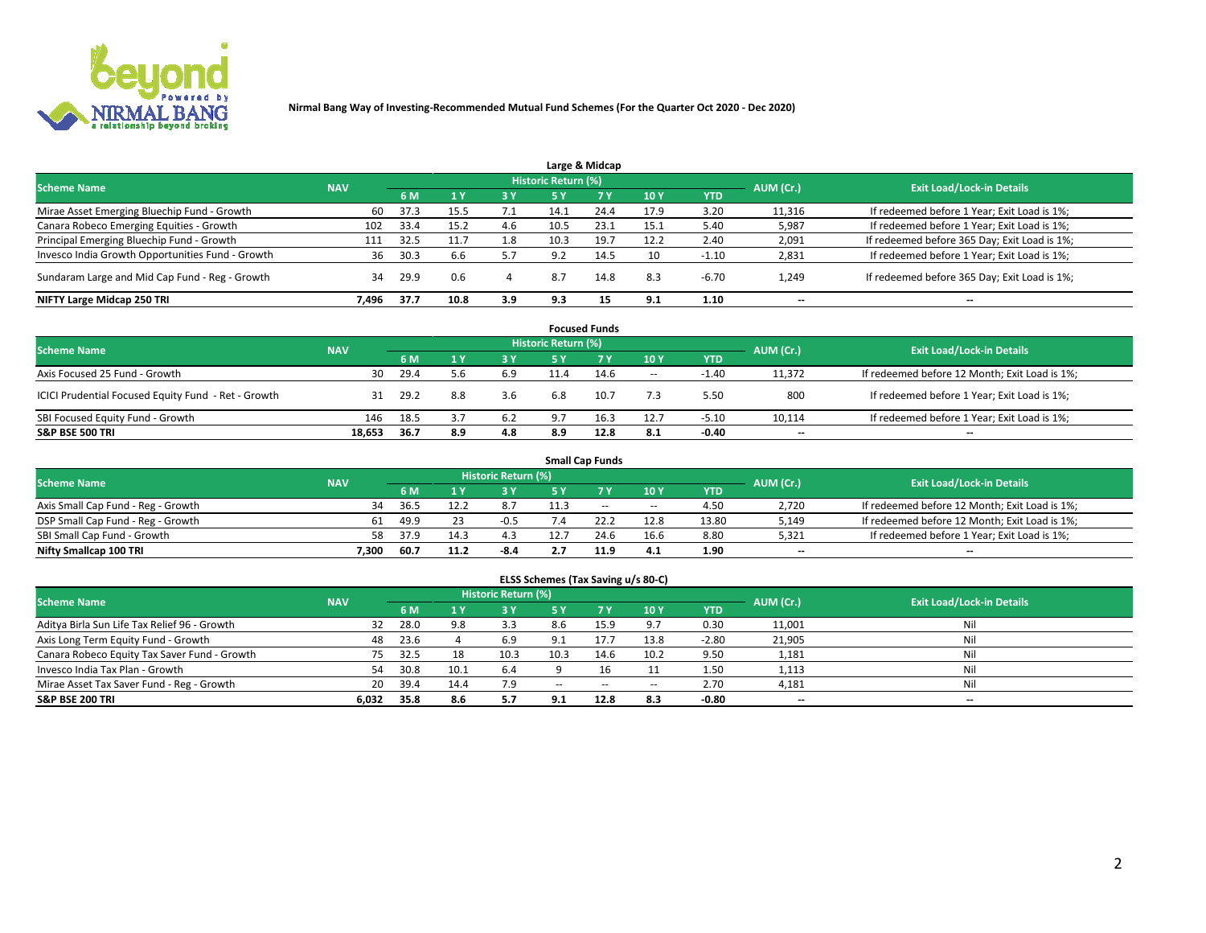**Nirmal Bang Way of Investing-Recommended Mutual Fund Schemes (For the Quarter Oct 2020 - Dec 2020)**

## Large & Midcap

| Scheme Name | NAV | Historic Return (%) | | | | | | | AUM (Cr.) | Exit Load/Lock-in Details |
|---|---|---|---|---|---|---|---|---|---|---|
| | | 6 M | 1 Y | 3 Y | 5 Y | 7 Y | 10 Y | YTD | | |
| Mirae Asset Emerging Bluechip Fund - Growth | 60 | 37.3 | 15.5 | 7.1 | 14.1 | 24.4 | 17.9 | 3.20 | 11,316 | If redeemed before 1 Year; Exit Load is 1%; |
| Canara Robeco Emerging Equities - Growth | 102 | 33.4 | 15.2 | 4.6 | 10.5 | 23.1 | 15.1 | 5.40 | 5,987 | If redeemed before 1 Year; Exit Load is 1%; |
| Principal Emerging Bluechip Fund - Growth | 111 | 32.5 | 11.7 | 1.8 | 10.3 | 19.7 | 12.2 | 2.40 | 2,091 | If redeemed before 365 Day; Exit Load is 1%; |
| Invesco India Growth Opportunities Fund - Growth | 36 | 30.3 | 6.6 | 5.7 | 9.2 | 14.5 | 10 | -1.10 | 2,831 | If redeemed before 1 Year; Exit Load is 1%; |
| Sundaram Large and Mid Cap Fund - Reg - Growth | 34 | 29.9 | 0.6 | 4 | 8.7 | 14.8 | 8.3 | -6.70 | 1,249 | If redeemed before 365 Day; Exit Load is 1%; |
| **NIFTY Large Midcap 250 TRI** | **7,496** | **37.7** | **10.8** | **3.9** | **9.3** | **15** | **9.1** | **1.10** | **--** | **--** |

## Focused Funds

| Scheme Name | NAV | Historic Return (%) | | | | | | | AUM (Cr.) | Exit Load/Lock-in Details |
|---|---|---|---|---|---|---|---|---|---|---|
| | | 6 M | 1 Y | 3 Y | 5 Y | 7 Y | 10 Y | YTD | | |
| Axis Focused 25 Fund - Growth | 30 | 29.4 | 5.6 | 6.9 | 11.4 | 14.6 | -- | -1.40 | 11,372 | If redeemed before 12 Month; Exit Load is 1%; |
| ICICI Prudential Focused Equity Fund - Ret - Growth | 31 | 29.2 | 8.8 | 3.6 | 6.8 | 10.7 | 7.3 | 5.50 | 800 | If redeemed before 1 Year; Exit Load is 1%; |
| SBI Focused Equity Fund - Growth | 146 | 18.5 | 3.7 | 6.2 | 9.7 | 16.3 | 12.7 | -5.10 | 10,114 | If redeemed before 1 Year; Exit Load is 1%; |
| **S&P BSE 500 TRI** | **18,653** | **36.7** | **8.9** | **4.8** | **8.9** | **12.8** | **8.1** | **-0.40** | **--** | **--** |

## Small Cap Funds

| Scheme Name | NAV | Historic Return (%) | | | | | | | AUM (Cr.) | Exit Load/Lock-in Details |
|---|---|---|---|---|---|---|---|---|---|---|
| | | 6 M | 1 Y | 3 Y | 5 Y | 7 Y | 10 Y | YTD | | |
| Axis Small Cap Fund - Reg - Growth | 34 | 36.5 | 12.2 | 8.7 | 11.3 | -- | -- | 4.50 | 2,720 | If redeemed before 12 Month; Exit Load is 1%; |
| DSP Small Cap Fund - Reg - Growth | 61 | 49.9 | 23 | -0.5 | 7.4 | 22.2 | 12.8 | 13.80 | 5,149 | If redeemed before 12 Month; Exit Load is 1%; |
| SBI Small Cap Fund - Growth | 58 | 37.9 | 14.3 | 4.3 | 12.7 | 24.6 | 16.6 | 8.80 | 5,321 | If redeemed before 1 Year; Exit Load is 1%; |
| **Nifty Smallcap 100 TRI** | **7,300** | **60.7** | **11.2** | **-8.4** | **2.7** | **11.9** | **4.1** | **1.90** | **--** | **--** |

## ELSS Schemes (Tax Saving u/s 80-C)

| Scheme Name | NAV | Historic Return (%) | | | | | | | AUM (Cr.) | Exit Load/Lock-in Details |
|---|---|---|---|---|---|---|---|---|---|---|
| | | 6 M | 1 Y | 3 Y | 5 Y | 7 Y | 10 Y | YTD | | |
| Aditya Birla Sun Life Tax Relief 96 - Growth | 32 | 28.0 | 9.8 | 3.3 | 8.6 | 15.9 | 9.7 | 0.30 | 11,001 | Nil |
| Axis Long Term Equity Fund - Growth | 48 | 23.6 | 4 | 6.9 | 9.1 | 17.7 | 13.8 | -2.80 | 21,905 | Nil |
| Canara Robeco Equity Tax Saver Fund - Growth | 75 | 32.5 | 18 | 10.3 | 10.3 | 14.6 | 10.2 | 9.50 | 1,181 | Nil |
| Invesco India Tax Plan - Growth | 54 | 30.8 | 10.1 | 6.4 | 9 | 16 | 11 | 1.50 | 1,113 | Nil |
| Mirae Asset Tax Saver Fund - Reg - Growth | 20 | 39.4 | 14.4 | 7.9 | -- | -- | -- | 2.70 | 4,181 | Nil |
| **S&P BSE 200 TRI** | **6,032** | **35.8** | **8.6** | **5.7** | **9.1** | **12.8** | **8.3** | **-0.80** | **--** | **--** |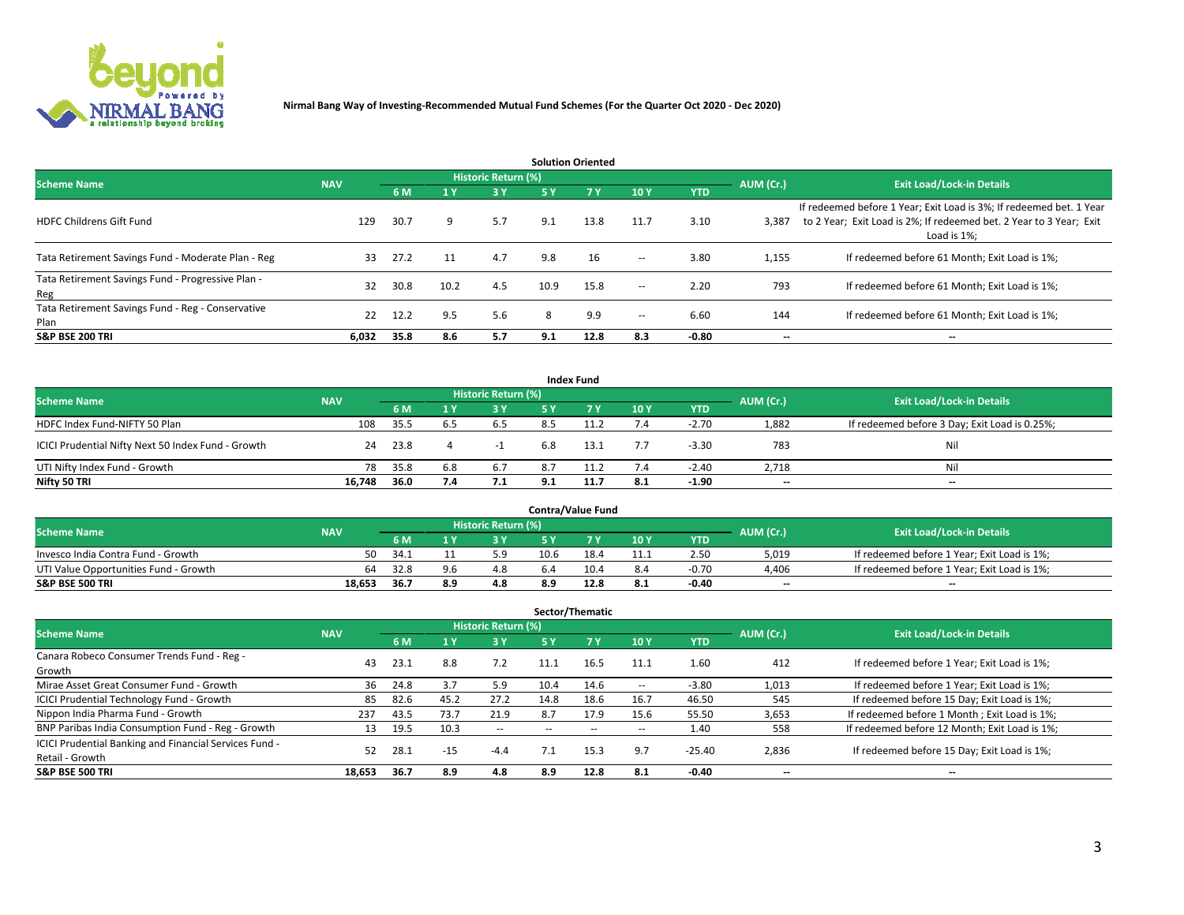**Nirmal Bang Way of Investing-Recommended Mutual Fund Schemes (For the Quarter Oct 2020 - Dec 2020)**

### Solution Oriented

| Scheme Name | NAV | Historic Return (%) | | | | | | | AUM (Cr.) | Exit Load/Lock-in Details |
|---|---|---|---|---|---|---|---|---|---|---|
| | | 6 M | 1 Y | 3 Y | 5 Y | 7 Y | 10 Y | YTD | | |
| HDFC Childrens Gift Fund | 129 | 30.7 | 9 | 5.7 | 9.1 | 13.8 | 11.7 | 3.10 | 3,387 | If redeemed before 1 Year; Exit Load is 3%; If redeemed bet. 1 Year to 2 Year; Exit Load is 2%; If redeemed bet. 2 Year to 3 Year; Exit Load is 1%; |
| Tata Retirement Savings Fund - Moderate Plan - Reg | 33 | 27.2 | 11 | 4.7 | 9.8 | 16 | -- | 3.80 | 1,155 | If redeemed before 61 Month; Exit Load is 1%; |
| Tata Retirement Savings Fund - Progressive Plan - Reg | 32 | 30.8 | 10.2 | 4.5 | 10.9 | 15.8 | -- | 2.20 | 793 | If redeemed before 61 Month; Exit Load is 1%; |
| Tata Retirement Savings Fund - Reg - Conservative Plan | 22 | 12.2 | 9.5 | 5.6 | 8 | 9.9 | -- | 6.60 | 144 | If redeemed before 61 Month; Exit Load is 1%; |
| **S&P BSE 200 TRI** | **6,032** | **35.8** | **8.6** | **5.7** | **9.1** | **12.8** | **8.3** | **-0.80** | **--** | **--** |

### Index Fund

| Scheme Name | NAV | Historic Return (%) | | | | | | | AUM (Cr.) | Exit Load/Lock-in Details |
|---|---|---|---|---|---|---|---|---|---|---|
| | | 6 M | 1 Y | 3 Y | 5 Y | 7 Y | 10 Y | YTD | | |
| HDFC Index Fund-NIFTY 50 Plan | 108 | 35.5 | 6.5 | 6.5 | 8.5 | 11.2 | 7.4 | -2.70 | 1,882 | If redeemed before 3 Day; Exit Load is 0.25%; |
| ICICI Prudential Nifty Next 50 Index Fund - Growth | 24 | 23.8 | 4 | -1 | 6.8 | 13.1 | 7.7 | -3.30 | 783 | Nil |
| UTI Nifty Index Fund - Growth | 78 | 35.8 | 6.8 | 6.7 | 8.7 | 11.2 | 7.4 | -2.40 | 2,718 | Nil |
| **Nifty 50 TRI** | **16,748** | **36.0** | **7.4** | **7.1** | **9.1** | **11.7** | **8.1** | **-1.90** | **--** | **--** |

### Contra/Value Fund

| Scheme Name | NAV | Historic Return (%) | | | | | | | AUM (Cr.) | Exit Load/Lock-in Details |
|---|---|---|---|---|---|---|---|---|---|---|
| | | 6 M | 1 Y | 3 Y | 5 Y | 7 Y | 10 Y | YTD | | |
| Invesco India Contra Fund - Growth | 50 | 34.1 | 11 | 5.9 | 10.6 | 18.4 | 11.1 | 2.50 | 5,019 | If redeemed before 1 Year; Exit Load is 1%; |
| UTI Value Opportunities Fund - Growth | 64 | 32.8 | 9.6 | 4.8 | 6.4 | 10.4 | 8.4 | -0.70 | 4,406 | If redeemed before 1 Year; Exit Load is 1%; |
| **S&P BSE 500 TRI** | **18,653** | **36.7** | **8.9** | **4.8** | **8.9** | **12.8** | **8.1** | **-0.40** | **--** | **--** |

### Sector/Thematic

| Scheme Name | NAV | Historic Return (%) | | | | | | | AUM (Cr.) | Exit Load/Lock-in Details |
|---|---|---|---|---|---|---|---|---|---|---|
| | | 6 M | 1 Y | 3 Y | 5 Y | 7 Y | 10 Y | YTD | | |
| Canara Robeco Consumer Trends Fund - Reg - Growth | 43 | 23.1 | 8.8 | 7.2 | 11.1 | 16.5 | 11.1 | 1.60 | 412 | If redeemed before 1 Year; Exit Load is 1%; |
| Mirae Asset Great Consumer Fund - Growth | 36 | 24.8 | 3.7 | 5.9 | 10.4 | 14.6 | -- | -3.80 | 1,013 | If redeemed before 1 Year; Exit Load is 1%; |
| ICICI Prudential Technology Fund - Growth | 85 | 82.6 | 45.2 | 27.2 | 14.8 | 18.6 | 16.7 | 46.50 | 545 | If redeemed before 15 Day; Exit Load is 1%; |
| Nippon India Pharma Fund - Growth | 237 | 43.5 | 73.7 | 21.9 | 8.7 | 17.9 | 15.6 | 55.50 | 3,653 | If redeemed before 1 Month ; Exit Load is 1%; |
| BNP Paribas India Consumption Fund - Reg - Growth | 13 | 19.5 | 10.3 | -- | -- | -- | -- | 1.40 | 558 | If redeemed before 12 Month; Exit Load is 1%; |
| ICICI Prudential Banking and Financial Services Fund - Retail - Growth | 52 | 28.1 | -15 | -4.4 | 7.1 | 15.3 | 9.7 | -25.40 | 2,836 | If redeemed before 15 Day; Exit Load is 1%; |
| **S&P BSE 500 TRI** | **18,653** | **36.7** | **8.9** | **4.8** | **8.9** | **12.8** | **8.1** | **-0.40** | **--** | **--** |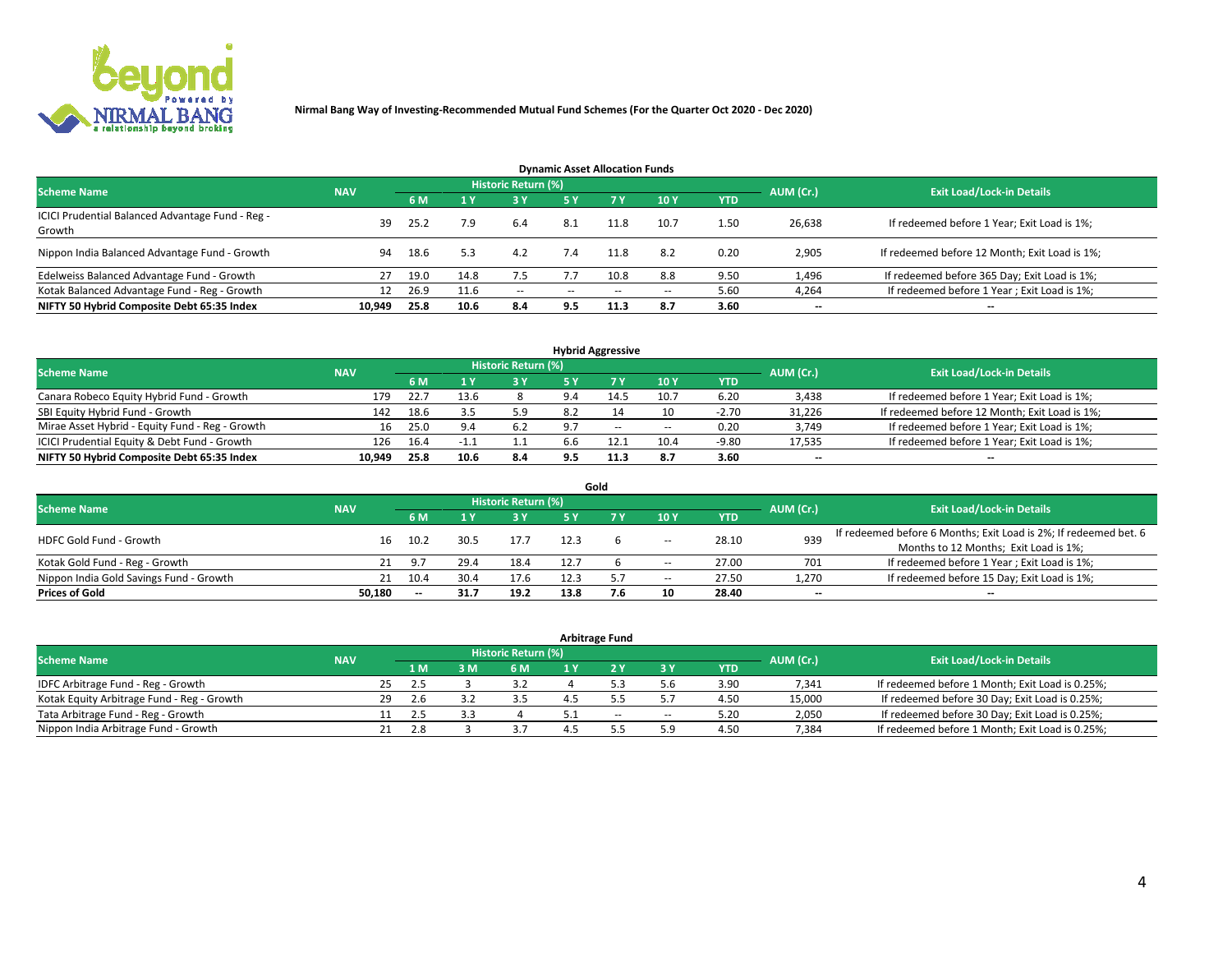**Nirmal Bang Way of Investing-Recommended Mutual Fund Schemes (For the Quarter Oct 2020 - Dec 2020)**

### Dynamic Asset Allocation Funds

| Scheme Name | NAV | Historic Return (%) | | | | | | | AUM (Cr.) | Exit Load/Lock-in Details |
|---|---|---|---|---|---|---|---|---|---|---|
| | | 6 M | 1 Y | 3 Y | 5 Y | 7 Y | 10 Y | YTD | | |
| ICICI Prudential Balanced Advantage Fund - Reg - Growth | 39 | 25.2 | 7.9 | 6.4 | 8.1 | 11.8 | 10.7 | 1.50 | 26,638 | If redeemed before 1 Year; Exit Load is 1%; |
| Nippon India Balanced Advantage Fund - Growth | 94 | 18.6 | 5.3 | 4.2 | 7.4 | 11.8 | 8.2 | 0.20 | 2,905 | If redeemed before 12 Month; Exit Load is 1%; |
| Edelweiss Balanced Advantage Fund - Growth | 27 | 19.0 | 14.8 | 7.5 | 7.7 | 10.8 | 8.8 | 9.50 | 1,496 | If redeemed before 365 Day; Exit Load is 1%; |
| Kotak Balanced Advantage Fund - Reg - Growth | 12 | 26.9 | 11.6 | -- | -- | -- | -- | 5.60 | 4,264 | If redeemed before 1 Year ; Exit Load is 1%; |
| **NIFTY 50 Hybrid Composite Debt 65:35 Index** | **10,949** | **25.8** | **10.6** | **8.4** | **9.5** | **11.3** | **8.7** | **3.60** | **--** | **--** |

### Hybrid Aggressive

| Scheme Name | NAV | Historic Return (%) | | | | | | | AUM (Cr.) | Exit Load/Lock-in Details |
|---|---|---|---|---|---|---|---|---|---|---|
| | | 6 M | 1 Y | 3 Y | 5 Y | 7 Y | 10 Y | YTD | | |
| Canara Robeco Equity Hybrid Fund - Growth | 179 | 22.7 | 13.6 | 8 | 9.4 | 14.5 | 10.7 | 6.20 | 3,438 | If redeemed before 1 Year; Exit Load is 1%; |
| SBI Equity Hybrid Fund - Growth | 142 | 18.6 | 3.5 | 5.9 | 8.2 | 14 | 10 | -2.70 | 31,226 | If redeemed before 12 Month; Exit Load is 1%; |
| Mirae Asset Hybrid - Equity Fund - Reg - Growth | 16 | 25.0 | 9.4 | 6.2 | 9.7 | -- | -- | 0.20 | 3,749 | If redeemed before 1 Year; Exit Load is 1%; |
| ICICI Prudential Equity & Debt Fund - Growth | 126 | 16.4 | -1.1 | 1.1 | 6.6 | 12.1 | 10.4 | -9.80 | 17,535 | If redeemed before 1 Year; Exit Load is 1%; |
| **NIFTY 50 Hybrid Composite Debt 65:35 Index** | **10,949** | **25.8** | **10.6** | **8.4** | **9.5** | **11.3** | **8.7** | **3.60** | **--** | **--** |

### Gold

| Scheme Name | NAV | Historic Return (%) | | | | | | | AUM (Cr.) | Exit Load/Lock-in Details |
|---|---|---|---|---|---|---|---|---|---|---|
| | | 6 M | 1 Y | 3 Y | 5 Y | 7 Y | 10 Y | YTD | | |
| HDFC Gold Fund - Growth | 16 | 10.2 | 30.5 | 17.7 | 12.3 | 6 | -- | 28.10 | 939 | If redeemed before 6 Months; Exit Load is 2%; If redeemed bet. 6 Months to 12 Months; Exit Load is 1%; |
| Kotak Gold Fund - Reg - Growth | 21 | 9.7 | 29.4 | 18.4 | 12.7 | 6 | -- | 27.00 | 701 | If redeemed before 1 Year ; Exit Load is 1%; |
| Nippon India Gold Savings Fund - Growth | 21 | 10.4 | 30.4 | 17.6 | 12.3 | 5.7 | -- | 27.50 | 1,270 | If redeemed before 15 Day; Exit Load is 1%; |
| **Prices of Gold** | **50,180** | **--** | **31.7** | **19.2** | **13.8** | **7.6** | **10** | **28.40** | **--** | **--** |

### Arbitrage Fund

| Scheme Name | NAV | Historic Return (%) | | | | | | | AUM (Cr.) | Exit Load/Lock-in Details |
|---|---|---|---|---|---|---|---|---|---|---|
| | | 1 M | 3 M | 6 M | 1 Y | 2 Y | 3 Y | YTD | | |
| IDFC Arbitrage Fund - Reg - Growth | 25 | 2.5 | 3 | 3.2 | 4 | 5.3 | 5.6 | 3.90 | 7,341 | If redeemed before 1 Month; Exit Load is 0.25%; |
| Kotak Equity Arbitrage Fund - Reg - Growth | 29 | 2.6 | 3.2 | 3.5 | 4.5 | 5.5 | 5.7 | 4.50 | 15,000 | If redeemed before 30 Day; Exit Load is 0.25%; |
| Tata Arbitrage Fund - Reg - Growth | 11 | 2.5 | 3.3 | 4 | 5.1 | -- | -- | 5.20 | 2,050 | If redeemed before 30 Day; Exit Load is 0.25%; |
| Nippon India Arbitrage Fund - Growth | 21 | 2.8 | 3 | 3.7 | 4.5 | 5.5 | 5.9 | 4.50 | 7,384 | If redeemed before 1 Month; Exit Load is 0.25%; |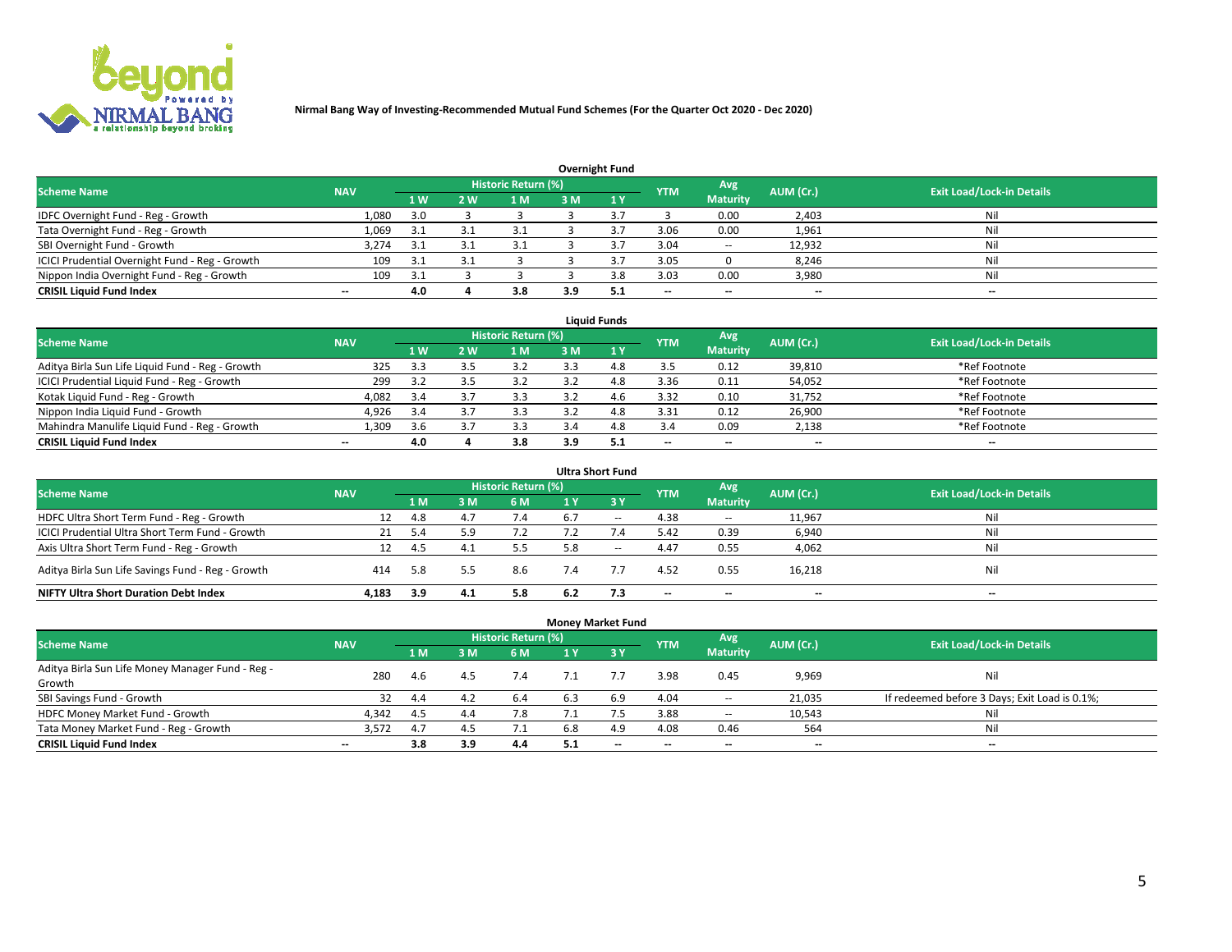**Nirmal Bang Way of Investing-Recommended Mutual Fund Schemes (For the Quarter Oct 2020 - Dec 2020)**

### Overnight Fund

| Scheme Name | NAV | Historic Return (%) | | | | | YTM | Avg Maturity | AUM (Cr.) | Exit Load/Lock-in Details |
|---|---|---|---|---|---|---|---|---|---|---|
| | | 1 W | 2 W | 1 M | 3 M | 1 Y | | | | |
| IDFC Overnight Fund - Reg - Growth | 1,080 | 3.0 | 3 | 3 | 3 | 3.7 | 3 | 0.00 | 2,403 | Nil |
| Tata Overnight Fund - Reg - Growth | 1,069 | 3.1 | 3.1 | 3.1 | 3 | 3.7 | 3.06 | 0.00 | 1,961 | Nil |
| SBI Overnight Fund - Growth | 3,274 | 3.1 | 3.1 | 3.1 | 3 | 3.7 | 3.04 | -- | 12,932 | Nil |
| ICICI Prudential Overnight Fund - Reg - Growth | 109 | 3.1 | 3.1 | 3 | 3 | 3.7 | 3.05 | 0 | 8,246 | Nil |
| Nippon India Overnight Fund - Reg - Growth | 109 | 3.1 | 3 | 3 | 3 | 3.8 | 3.03 | 0.00 | 3,980 | Nil |
| **CRISIL Liquid Fund Index** | -- | **4.0** | **4** | **3.8** | **3.9** | **5.1** | -- | -- | -- | -- |

### Liquid Funds

| Scheme Name | NAV | Historic Return (%) | | | | | YTM | Avg Maturity | AUM (Cr.) | Exit Load/Lock-in Details |
|---|---|---|---|---|---|---|---|---|---|---|
| | | 1 W | 2 W | 1 M | 3 M | 1 Y | | | | |
| Aditya Birla Sun Life Liquid Fund - Reg - Growth | 325 | 3.3 | 3.5 | 3.2 | 3.3 | 4.8 | 3.5 | 0.12 | 39,810 | *Ref Footnote |
| ICICI Prudential Liquid Fund - Reg - Growth | 299 | 3.2 | 3.5 | 3.2 | 3.2 | 4.8 | 3.36 | 0.11 | 54,052 | *Ref Footnote |
| Kotak Liquid Fund - Reg - Growth | 4,082 | 3.4 | 3.7 | 3.3 | 3.2 | 4.6 | 3.32 | 0.10 | 31,752 | *Ref Footnote |
| Nippon India Liquid Fund - Growth | 4,926 | 3.4 | 3.7 | 3.3 | 3.2 | 4.8 | 3.31 | 0.12 | 26,900 | *Ref Footnote |
| Mahindra Manulife Liquid Fund - Reg - Growth | 1,309 | 3.6 | 3.7 | 3.3 | 3.4 | 4.8 | 3.4 | 0.09 | 2,138 | *Ref Footnote |
| **CRISIL Liquid Fund Index** | -- | **4.0** | **4** | **3.8** | **3.9** | **5.1** | -- | -- | -- | -- |

### Ultra Short Fund

| Scheme Name | NAV | Historic Return (%) | | | | | YTM | Avg Maturity | AUM (Cr.) | Exit Load/Lock-in Details |
|---|---|---|---|---|---|---|---|---|---|---|
| | | 1 M | 3 M | 6 M | 1 Y | 3 Y | | | | |
| HDFC Ultra Short Term Fund - Reg - Growth | 12 | 4.8 | 4.7 | 7.4 | 6.7 | -- | 4.38 | -- | 11,967 | Nil |
| ICICI Prudential Ultra Short Term Fund - Growth | 21 | 5.4 | 5.9 | 7.2 | 7.2 | 7.4 | 5.42 | 0.39 | 6,940 | Nil |
| Axis Ultra Short Term Fund - Reg - Growth | 12 | 4.5 | 4.1 | 5.5 | 5.8 | -- | 4.47 | 0.55 | 4,062 | Nil |
| Aditya Birla Sun Life Savings Fund - Reg - Growth | 414 | 5.8 | 5.5 | 8.6 | 7.4 | 7.7 | 4.52 | 0.55 | 16,218 | Nil |
| **NIFTY Ultra Short Duration Debt Index** | **4,183** | **3.9** | **4.1** | **5.8** | **6.2** | **7.3** | -- | -- | -- | -- |

### Money Market Fund

| Scheme Name | NAV | Historic Return (%) | | | | | YTM | Avg Maturity | AUM (Cr.) | Exit Load/Lock-in Details |
|---|---|---|---|---|---|---|---|---|---|---|
| | | 1 M | 3 M | 6 M | 1 Y | 3 Y | | | | |
| Aditya Birla Sun Life Money Manager Fund - Reg - Growth | 280 | 4.6 | 4.5 | 7.4 | 7.1 | 7.7 | 3.98 | 0.45 | 9,969 | Nil |
| SBI Savings Fund - Growth | 32 | 4.4 | 4.2 | 6.4 | 6.3 | 6.9 | 4.04 | -- | 21,035 | If redeemed before 3 Days; Exit Load is 0.1%; |
| HDFC Money Market Fund - Growth | 4,342 | 4.5 | 4.4 | 7.8 | 7.1 | 7.5 | 3.88 | -- | 10,543 | Nil |
| Tata Money Market Fund - Reg - Growth | 3,572 | 4.7 | 4.5 | 7.1 | 6.8 | 4.9 | 4.08 | 0.46 | 564 | Nil |
| **CRISIL Liquid Fund Index** | -- | **3.8** | **3.9** | **4.4** | **5.1** | -- | -- | -- | -- | -- |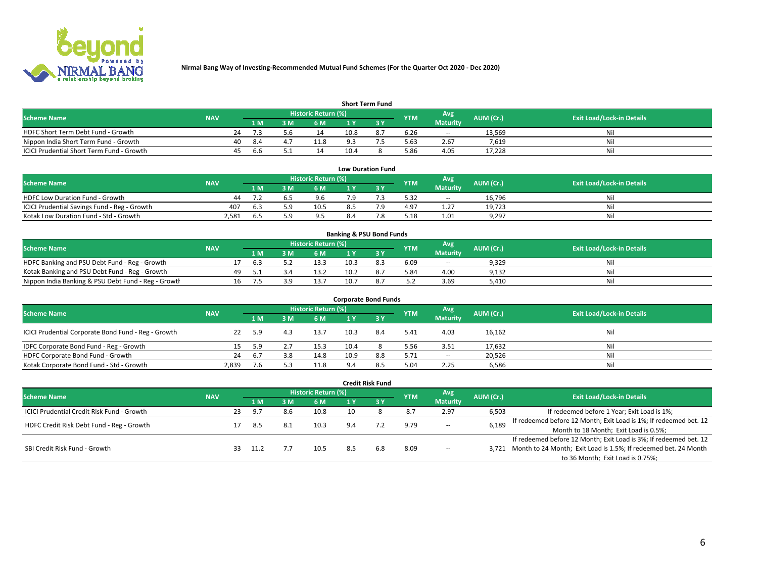Nirmal Bang Way of Investing-Recommended Mutual Fund Schemes (For the Quarter Oct 2020 - Dec 2020)

### Short Term Fund

| Scheme Name | NAV | Historic Return (%) | | | | | YTM | Avg Maturity | AUM (Cr.) | Exit Load/Lock-in Details |
|---|---|---|---|---|---|---|---|---|---|---|
| | | 1 M | 3 M | 6 M | 1 Y | 3 Y | | | | |
| HDFC Short Term Debt Fund - Growth | 24 | 7.3 | 5.6 | 14 | 10.8 | 8.7 | 6.26 | -- | 13,569 | Nil |
| Nippon India Short Term Fund - Growth | 40 | 8.4 | 4.7 | 11.8 | 9.3 | 7.5 | 5.63 | 2.67 | 7,619 | Nil |
| ICICI Prudential Short Term Fund - Growth | 45 | 6.6 | 5.1 | 14 | 10.4 | 8 | 5.86 | 4.05 | 17,228 | Nil |

### Low Duration Fund

| Scheme Name | NAV | Historic Return (%) | | | | | YTM | Avg Maturity | AUM (Cr.) | Exit Load/Lock-in Details |
|---|---|---|---|---|---|---|---|---|---|---|
| | | 1 M | 3 M | 6 M | 1 Y | 3 Y | | | | |
| HDFC Low Duration Fund - Growth | 44 | 7.2 | 6.5 | 9.6 | 7.9 | 7.3 | 5.32 | -- | 16,796 | Nil |
| ICICI Prudential Savings Fund - Reg - Growth | 407 | 6.3 | 5.9 | 10.5 | 8.5 | 7.9 | 4.97 | 1.27 | 19,723 | Nil |
| Kotak Low Duration Fund - Std - Growth | 2,581 | 6.5 | 5.9 | 9.5 | 8.4 | 7.8 | 5.18 | 1.01 | 9,297 | Nil |

### Banking & PSU Bond Funds

| Scheme Name | NAV | Historic Return (%) | | | | | YTM | Avg Maturity | AUM (Cr.) | Exit Load/Lock-in Details |
|---|---|---|---|---|---|---|---|---|---|---|
| | | 1 M | 3 M | 6 M | 1 Y | 3 Y | | | | |
| HDFC Banking and PSU Debt Fund - Reg - Growth | 17 | 6.3 | 5.2 | 13.3 | 10.3 | 8.3 | 6.09 | -- | 9,329 | Nil |
| Kotak Banking and PSU Debt Fund - Reg - Growth | 49 | 5.1 | 3.4 | 13.2 | 10.2 | 8.7 | 5.84 | 4.00 | 9,132 | Nil |
| Nippon India Banking & PSU Debt Fund - Reg - Growth | 16 | 7.5 | 3.9 | 13.7 | 10.7 | 8.7 | 5.2 | 3.69 | 5,410 | Nil |

### Corporate Bond Funds

| Scheme Name | NAV | Historic Return (%) | | | | | YTM | Avg Maturity | AUM (Cr.) | Exit Load/Lock-in Details |
|---|---|---|---|---|---|---|---|---|---|---|
| | | 1 M | 3 M | 6 M | 1 Y | 3 Y | | | | |
| ICICI Prudential Corporate Bond Fund - Reg - Growth | 22 | 5.9 | 4.3 | 13.7 | 10.3 | 8.4 | 5.41 | 4.03 | 16,162 | Nil |
| IDFC Corporate Bond Fund - Reg - Growth | 15 | 5.9 | 2.7 | 15.3 | 10.4 | 8 | 5.56 | 3.51 | 17,632 | Nil |
| HDFC Corporate Bond Fund - Growth | 24 | 6.7 | 3.8 | 14.8 | 10.9 | 8.8 | 5.71 | -- | 20,526 | Nil |
| Kotak Corporate Bond Fund - Std - Growth | 2,839 | 7.6 | 5.3 | 11.8 | 9.4 | 8.5 | 5.04 | 2.25 | 6,586 | Nil |

### Credit Risk Fund

| Scheme Name | NAV | Historic Return (%) | | | | | YTM | Avg Maturity | AUM (Cr.) | Exit Load/Lock-in Details |
|---|---|---|---|---|---|---|---|---|---|---|
| | | 1 M | 3 M | 6 M | 1 Y | 3 Y | | | | |
| ICICI Prudential Credit Risk Fund - Growth | 23 | 9.7 | 8.6 | 10.8 | 10 | 8 | 8.7 | 2.97 | 6,503 | If redeemed before 1 Year; Exit Load is 1%; |
| HDFC Credit Risk Debt Fund - Reg - Growth | 17 | 8.5 | 8.1 | 10.3 | 9.4 | 7.2 | 9.79 | -- | 6,189 | If redeemed before 12 Month; Exit Load is 1%; If redeemed bet. 12 Month to 18 Month; Exit Load is 0.5%; |
| SBI Credit Risk Fund - Growth | 33 | 11.2 | 7.7 | 10.5 | 8.5 | 6.8 | 8.09 | -- | 3,721 | If redeemed before 12 Month; Exit Load is 3%; If redeemed bet. 12 Month to 24 Month; Exit Load is 1.5%; If redeemed bet. 24 Month to 36 Month; Exit Load is 0.75%; |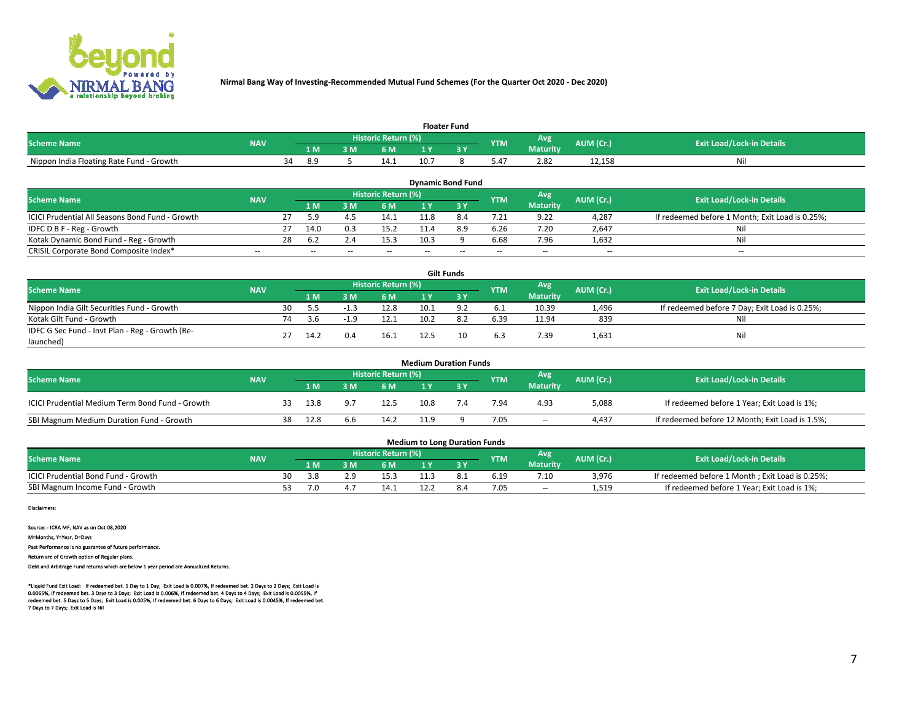**Nirmal Bang Way of Investing-Recommended Mutual Fund Schemes (For the Quarter Oct 2020 - Dec 2020)**

### Floater Fund

| Scheme Name | NAV | Historic Return (%) | | | | | YTM | Avg Maturity | AUM (Cr.) | Exit Load/Lock-in Details |
|---|---|---|---|---|---|---|---|---|---|---|
| | | 1 M | 3 M | 6 M | 1 Y | 3 Y | | | | |
| Nippon India Floating Rate Fund - Growth | 34 | 8.9 | 5 | 14.1 | 10.7 | 8 | 5.47 | 2.82 | 12,158 | Nil |

### Dynamic Bond Fund

| Scheme Name | NAV | Historic Return (%) | | | | | YTM | Avg Maturity | AUM (Cr.) | Exit Load/Lock-in Details |
|---|---|---|---|---|---|---|---|---|---|---|
| | | 1 M | 3 M | 6 M | 1 Y | 3 Y | | | | |
| ICICI Prudential All Seasons Bond Fund - Growth | 27 | 5.9 | 4.5 | 14.1 | 11.8 | 8.4 | 7.21 | 9.22 | 4,287 | If redeemed before 1 Month; Exit Load is 0.25%; |
| IDFC D B F - Reg - Growth | 27 | 14.0 | 0.3 | 15.2 | 11.4 | 8.9 | 6.26 | 7.20 | 2,647 | Nil |
| Kotak Dynamic Bond Fund - Reg - Growth | 28 | 6.2 | 2.4 | 15.3 | 10.3 | 9 | 6.68 | 7.96 | 1,632 | Nil |
| CRISIL Corporate Bond Composite Index* | -- | -- | -- | -- | -- | -- | -- | -- | -- | -- |

### Gilt Funds

| Scheme Name | NAV | Historic Return (%) | | | | | YTM | Avg Maturity | AUM (Cr.) | Exit Load/Lock-in Details |
|---|---|---|---|---|---|---|---|---|---|---|
| | | 1 M | 3 M | 6 M | 1 Y | 3 Y | | | | |
| Nippon India Gilt Securities Fund - Growth | 30 | 5.5 | -1.3 | 12.8 | 10.1 | 9.2 | 6.1 | 10.39 | 1,496 | If redeemed before 7 Day; Exit Load is 0.25%; |
| Kotak Gilt Fund - Growth | 74 | 3.6 | -1.9 | 12.1 | 10.2 | 8.2 | 6.39 | 11.94 | 839 | Nil |
| IDFC G Sec Fund - Invt Plan - Reg - Growth (Re-launched) | 27 | 14.2 | 0.4 | 16.1 | 12.5 | 10 | 6.3 | 7.39 | 1,631 | Nil |

### Medium Duration Funds

| Scheme Name | NAV | Historic Return (%) | | | | | YTM | Avg Maturity | AUM (Cr.) | Exit Load/Lock-in Details |
|---|---|---|---|---|---|---|---|---|---|---|
| | | 1 M | 3 M | 6 M | 1 Y | 3 Y | | | | |
| ICICI Prudential Medium Term Bond Fund - Growth | 33 | 13.8 | 9.7 | 12.5 | 10.8 | 7.4 | 7.94 | 4.93 | 5,088 | If redeemed before 1 Year; Exit Load is 1%; |
| SBI Magnum Medium Duration Fund - Growth | 38 | 12.8 | 6.6 | 14.2 | 11.9 | 9 | 7.05 | -- | 4,437 | If redeemed before 12 Month; Exit Load is 1.5%; |

### Medium to Long Duration Funds

| Scheme Name | NAV | Historic Return (%) | | | | | YTM | Avg Maturity | AUM (Cr.) | Exit Load/Lock-in Details |
|---|---|---|---|---|---|---|---|---|---|---|
| | | 1 M | 3 M | 6 M | 1 Y | 3 Y | | | | |
| ICICI Prudential Bond Fund - Growth | 30 | 3.8 | 2.9 | 15.3 | 11.3 | 8.1 | 6.19 | 7.10 | 3,976 | If redeemed before 1 Month ; Exit Load is 0.25%; |
| SBI Magnum Income Fund - Growth | 53 | 7.0 | 4.7 | 14.1 | 12.2 | 8.4 | 7.05 | -- | 1,519 | If redeemed before 1 Year; Exit Load is 1%; |

Disclaimers:

Source: - ICRA MF, NAV as on Oct 08,2020

M=Months, Y=Year, D=Days

Past Performance is no guarantee of future performance.

Return are of Growth option of Regular plans.

Debt and Arbitrage Fund returns which are below 1 year period are Annualized Returns.

*Liquid Fund Exit Load: If redeemed bet. 1 Day to 1 Day; Exit Load is 0.007%, If redeemed bet. 2 Days to 2 Days; Exit Load is 0.0065%, If redeemed bet. 3 Days to 3 Days; Exit Load is 0.006%, If redeemed bet. 4 Days to 4 Days; Exit Load is 0.0055%, If redeemed bet. 5 Days to 5 Days; Exit Load is 0.005%, If redeemed bet. 6 Days to 6 Days; Exit Load is 0.0045%, If redeemed bet. 7 Days to 7 Days; Exit Load is Nil